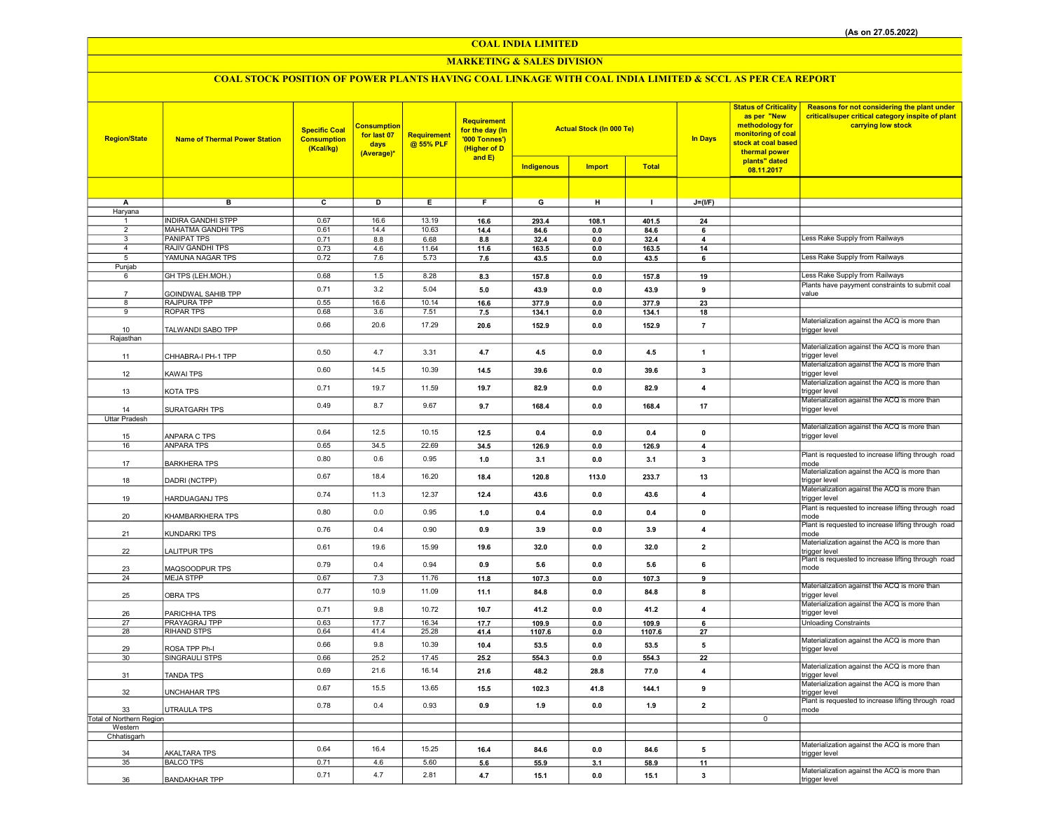(As on 27.05.2022)

# COAL INDIA LIMITED

## MARKETING & SALES DIVISION

### COAL STOCK POSITION OF POWER PLANTS HAVING COAL LINKAGE WITH COAL INDIA LIMITED & SCCL AS PER CEA REPORT

| Region/State | Name of Thermal Power Station | Specific Coal Consumption (Kcal/kg) | Consumption for last 07 days (Average)* | Requirement @ 55% PLF | Requirement for the day (In '000 Tonnes') (Higher of D and E) | Actual Stock (In 000 Te) | | | In Days | Status of Criticality as per "New methodology for monitoring of coal stock at coal based thermal power plants" dated 08.11.2017 | Reasons for not considering the plant under critical/super critical category inspite of plant carrying low stock |
|---|---|---|---|---|---|---|---|---|---|---|---|
| | | | | | | Indigenous | Import | Total | | | |
| A | B | C | D | E | F | G | H | I | J=(I/F) | | |
| Haryana | | | | | | | | | | | |
| 1 | INDIRA GANDHI STPP | 0.67 | 16.6 | 13.19 | 16.6 | 293.4 | 108.1 | 401.5 | 24 | | |
| 2 | MAHATMA GANDHI TPS | 0.61 | 14.4 | 10.63 | 14.4 | 84.6 | 0.0 | 84.6 | 6 | | |
| 3 | PANIPAT TPS | 0.71 | 8.8 | 6.68 | 8.8 | 32.4 | 0.0 | 32.4 | 4 | | Less Rake Supply from Railways |
| 4 | RAJIV GANDHI TPS | 0.73 | 4.6 | 11.64 | 11.6 | 163.5 | 0.0 | 163.5 | 14 | | |
| 5 | YAMUNA NAGAR TPS | 0.72 | 7.6 | 5.73 | 7.6 | 43.5 | 0.0 | 43.5 | 6 | | Less Rake Supply from Railways |
| Punjab | | | | | | | | | | | |
| 6 | GH TPS (LEH.MOH.) | 0.68 | 1.5 | 8.28 | 8.3 | 157.8 | 0.0 | 157.8 | 19 | | Less Rake Supply from Railways |
| 7 | GOINDWAL SAHIB TPP | 0.71 | 3.2 | 5.04 | 5.0 | 43.9 | 0.0 | 43.9 | 9 | | Plants have payyment constraints to submit coal value |
| 8 | RAJPURA TPP | 0.55 | 16.6 | 10.14 | 16.6 | 377.9 | 0.0 | 377.9 | 23 | | |
| 9 | ROPAR TPS | 0.68 | 3.6 | 7.51 | 7.5 | 134.1 | 0.0 | 134.1 | 18 | | |
| 10 | TALWANDI SABO TPP | 0.66 | 20.6 | 17.29 | 20.6 | 152.9 | 0.0 | 152.9 | 7 | | Materialization against the ACQ is more than trigger level |
| Rajasthan | | | | | | | | | | | |
| 11 | CHHABRA-I PH-1 TPP | 0.50 | 4.7 | 3.31 | 4.7 | 4.5 | 0.0 | 4.5 | 1 | | Materialization against the ACQ is more than trigger level |
| 12 | KAWAI TPS | 0.60 | 14.5 | 10.39 | 14.5 | 39.6 | 0.0 | 39.6 | 3 | | Materialization against the ACQ is more than trigger level |
| 13 | KOTA TPS | 0.71 | 19.7 | 11.59 | 19.7 | 82.9 | 0.0 | 82.9 | 4 | | Materialization against the ACQ is more than trigger level |
| 14 | SURATGARH TPS | 0.49 | 8.7 | 9.67 | 9.7 | 168.4 | 0.0 | 168.4 | 17 | | Materialization against the ACQ is more than trigger level |
| Uttar Pradesh | | | | | | | | | | | |
| 15 | ANPARA C TPS | 0.64 | 12.5 | 10.15 | 12.5 | 0.4 | 0.0 | 0.4 | 0 | | Materialization against the ACQ is more than trigger level |
| 16 | ANPARA TPS | 0.65 | 34.5 | 22.69 | 34.5 | 126.9 | 0.0 | 126.9 | 4 | | |
| 17 | BARKHERA TPS | 0.80 | 0.6 | 0.95 | 1.0 | 3.1 | 0.0 | 3.1 | 3 | | Plant is requested to increase lifting through road mode |
| 18 | DADRI (NCTPP) | 0.67 | 18.4 | 16.20 | 18.4 | 120.8 | 113.0 | 233.7 | 13 | | Materialization against the ACQ is more than trigger level |
| 19 | HARDUAGANJ TPS | 0.74 | 11.3 | 12.37 | 12.4 | 43.6 | 0.0 | 43.6 | 4 | | Materialization against the ACQ is more than trigger level |
| 20 | KHAMBARKHERA TPS | 0.80 | 0.0 | 0.95 | 1.0 | 0.4 | 0.0 | 0.4 | 0 | | Plant is requested to increase lifting through road mode |
| 21 | KUNDARKI TPS | 0.76 | 0.4 | 0.90 | 0.9 | 3.9 | 0.0 | 3.9 | 4 | | Plant is requested to increase lifting through road mode |
| 22 | LALITPUR TPS | 0.61 | 19.6 | 15.99 | 19.6 | 32.0 | 0.0 | 32.0 | 2 | | Materialization against the ACQ is more than trigger level |
| 23 | MAQSOODPUR TPS | 0.79 | 0.4 | 0.94 | 0.9 | 5.6 | 0.0 | 5.6 | 6 | | Plant is requested to increase lifting through road mode |
| 24 | MEJA STPP | 0.67 | 7.3 | 11.76 | 11.8 | 107.3 | 0.0 | 107.3 | 9 | | |
| 25 | OBRA TPS | 0.77 | 10.9 | 11.09 | 11.1 | 84.8 | 0.0 | 84.8 | 8 | | Materialization against the ACQ is more than trigger level |
| 26 | PARICHHA TPS | 0.71 | 9.8 | 10.72 | 10.7 | 41.2 | 0.0 | 41.2 | 4 | | Materialization against the ACQ is more than trigger level |
| 27 | PRAYAGRAJ TPP | 0.63 | 17.7 | 16.34 | 17.7 | 109.9 | 0.0 | 109.9 | 6 | | Unloading Constraints |
| 28 | RIHAND STPS | 0.64 | 41.4 | 25.28 | 41.4 | 1107.6 | 0.0 | 1107.6 | 27 | | |
| 29 | ROSA TPP Ph-I | 0.66 | 9.8 | 10.39 | 10.4 | 53.5 | 0.0 | 53.5 | 5 | | Materialization against the ACQ is more than trigger level |
| 30 | SINGRAULI STPS | 0.66 | 25.2 | 17.45 | 25.2 | 554.3 | 0.0 | 554.3 | 22 | | |
| 31 | TANDA TPS | 0.69 | 21.6 | 16.14 | 21.6 | 48.2 | 28.8 | 77.0 | 4 | | Materialization against the ACQ is more than trigger level |
| 32 | UNCHAHAR TPS | 0.67 | 15.5 | 13.65 | 15.5 | 102.3 | 41.8 | 144.1 | 9 | | Materialization against the ACQ is more than trigger level |
| 33 | UTRAULA TPS | 0.78 | 0.4 | 0.93 | 0.9 | 1.9 | 0.0 | 1.9 | 2 | | Plant is requested to increase lifting through road mode |
| Total of Northern Region | | | | | | | | | | 0 | |
| Western | | | | | | | | | | | |
| Chhatisgarh | | | | | | | | | | | |
| 34 | AKALTARA TPS | 0.64 | 16.4 | 15.25 | 16.4 | 84.6 | 0.0 | 84.6 | 5 | | Materialization against the ACQ is more than trigger level |
| 35 | BALCO TPS | 0.71 | 4.6 | 5.60 | 5.6 | 55.9 | 3.1 | 58.9 | 11 | | |
| 36 | BANDAKHAR TPP | 0.71 | 4.7 | 2.81 | 4.7 | 15.1 | 0.0 | 15.1 | 3 | | Materialization against the ACQ is more than trigger level |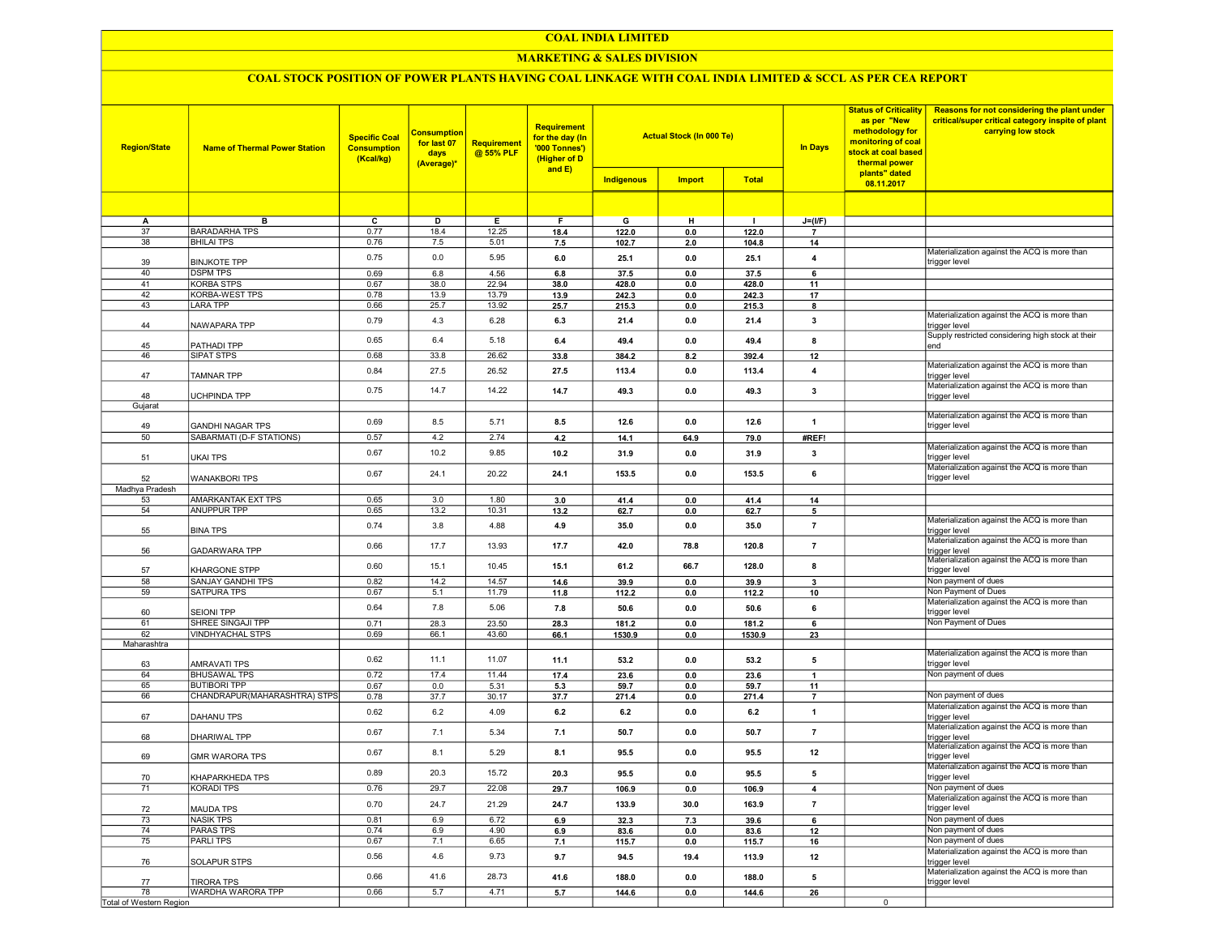# COAL INDIA LIMITED

## MARKETING & SALES DIVISION

### COAL STOCK POSITION OF POWER PLANTS HAVING COAL LINKAGE WITH COAL INDIA LIMITED & SCCL AS PER CEA REPORT

| Region/State | Name of Thermal Power Station | Specific Coal Consumption (Kcal/kg) | Consumption for last 07 days (Average)* | Requirement @ 55% PLF | Requirement for the day (In '000 Tonnes') (Higher of D and E) | Actual Stock (In 000 Te) | | | In Days | Status of Criticality as per "New methodology for monitoring of coal stock at coal based thermal power plants" dated 08.11.2017 | Reasons for not considering the plant under critical/super critical category inspite of plant carrying low stock |
|---|---|---|---|---|---|---|---|---|---|---|---|
| | | | | | | Indigenous | Import | Total | | | |
| A | B | C | D | E | F | G | H | I | J=(I/F) | | |
| 37 | BARADARHA TPS | 0.77 | 18.4 | 12.25 | 18.4 | 122.0 | 0.0 | 122.0 | 7 | | |
| 38 | BHILAI TPS | 0.76 | 7.5 | 5.01 | 7.5 | 102.7 | 2.0 | 104.8 | 14 | | |
| 39 | BINJKOTE TPP | 0.75 | 0.0 | 5.95 | 6.0 | 25.1 | 0.0 | 25.1 | 4 | | Materialization against the ACQ is more than trigger level |
| 40 | DSPM TPS | 0.69 | 6.8 | 4.56 | 6.8 | 37.5 | 0.0 | 37.5 | 6 | | |
| 41 | KORBA STPS | 0.67 | 38.0 | 22.94 | 38.0 | 428.0 | 0.0 | 428.0 | 11 | | |
| 42 | KORBA-WEST TPS | 0.78 | 13.9 | 13.79 | 13.9 | 242.3 | 0.0 | 242.3 | 17 | | |
| 43 | LARA TPP | 0.66 | 25.7 | 13.92 | 25.7 | 215.3 | 0.0 | 215.3 | 8 | | |
| 44 | NAWAPARA TPP | 0.79 | 4.3 | 6.28 | 6.3 | 21.4 | 0.0 | 21.4 | 3 | | Materialization against the ACQ is more than trigger level |
| 45 | PATHADI TPP | 0.65 | 6.4 | 5.18 | 6.4 | 49.4 | 0.0 | 49.4 | 8 | | Supply restricted considering high stock at their end |
| 46 | SIPAT STPS | 0.68 | 33.8 | 26.62 | 33.8 | 384.2 | 8.2 | 392.4 | 12 | | |
| 47 | TAMNAR TPP | 0.84 | 27.5 | 26.52 | 27.5 | 113.4 | 0.0 | 113.4 | 4 | | Materialization against the ACQ is more than trigger level |
| 48 | UCHPINDA TPP | 0.75 | 14.7 | 14.22 | 14.7 | 49.3 | 0.0 | 49.3 | 3 | | Materialization against the ACQ is more than trigger level |
| Gujarat | | | | | | | | | | | |
| 49 | GANDHI NAGAR TPS | 0.69 | 8.5 | 5.71 | 8.5 | 12.6 | 0.0 | 12.6 | 1 | | Materialization against the ACQ is more than trigger level |
| 50 | SABARMATI (D-F STATIONS) | 0.57 | 4.2 | 2.74 | 4.2 | 14.1 | 64.9 | 79.0 | #REF! | | |
| 51 | UKAI TPS | 0.67 | 10.2 | 9.85 | 10.2 | 31.9 | 0.0 | 31.9 | 3 | | Materialization against the ACQ is more than trigger level |
| 52 | WANAKBORI TPS | 0.67 | 24.1 | 20.22 | 24.1 | 153.5 | 0.0 | 153.5 | 6 | | Materialization against the ACQ is more than trigger level |
| Madhya Pradesh | | | | | | | | | | | |
| 53 | AMARKANTAK EXT TPS | 0.65 | 3.0 | 1.80 | 3.0 | 41.4 | 0.0 | 41.4 | 14 | | |
| 54 | ANUPPUR TPP | 0.65 | 13.2 | 10.31 | 13.2 | 62.7 | 0.0 | 62.7 | 5 | | |
| 55 | BINA TPS | 0.74 | 3.8 | 4.88 | 4.9 | 35.0 | 0.0 | 35.0 | 7 | | Materialization against the ACQ is more than trigger level |
| 56 | GADARWARA TPP | 0.66 | 17.7 | 13.93 | 17.7 | 42.0 | 78.8 | 120.8 | 7 | | Materialization against the ACQ is more than trigger level |
| 57 | KHARGONE STPP | 0.60 | 15.1 | 10.45 | 15.1 | 61.2 | 66.7 | 128.0 | 8 | | Materialization against the ACQ is more than trigger level |
| 58 | SANJAY GANDHI TPS | 0.82 | 14.2 | 14.57 | 14.6 | 39.9 | 0.0 | 39.9 | 3 | | Non payment of dues |
| 59 | SATPURA TPS | 0.67 | 5.1 | 11.79 | 11.8 | 112.2 | 0.0 | 112.2 | 10 | | Non Payment of Dues |
| 60 | SEIONI TPP | 0.64 | 7.8 | 5.06 | 7.8 | 50.6 | 0.0 | 50.6 | 6 | | Materialization against the ACQ is more than trigger level |
| 61 | SHREE SINGAJI TPP | 0.71 | 28.3 | 23.50 | 28.3 | 181.2 | 0.0 | 181.2 | 6 | | Non Payment of Dues |
| 62 | VINDHYACHAL STPS | 0.69 | 66.1 | 43.60 | 66.1 | 1530.9 | 0.0 | 1530.9 | 23 | | |
| Maharashtra | | | | | | | | | | | |
| 63 | AMRAVATI TPS | 0.62 | 11.1 | 11.07 | 11.1 | 53.2 | 0.0 | 53.2 | 5 | | Materialization against the ACQ is more than trigger level |
| 64 | BHUSAWAL TPS | 0.72 | 17.4 | 11.44 | 17.4 | 23.6 | 0.0 | 23.6 | 1 | | Non payment of dues |
| 65 | BUTIBORI TPP | 0.67 | 0.0 | 5.31 | 5.3 | 59.7 | 0.0 | 59.7 | 11 | | |
| 66 | CHANDRAPUR(MAHARASHTRA) STPS | 0.78 | 37.7 | 30.17 | 37.7 | 271.4 | 0.0 | 271.4 | 7 | | Non payment of dues |
| 67 | DAHANU TPS | 0.62 | 6.2 | 4.09 | 6.2 | 6.2 | 0.0 | 6.2 | 1 | | Materialization against the ACQ is more than trigger level |
| 68 | DHARIWAL TPP | 0.67 | 7.1 | 5.34 | 7.1 | 50.7 | 0.0 | 50.7 | 7 | | Materialization against the ACQ is more than trigger level |
| 69 | GMR WARORA TPS | 0.67 | 8.1 | 5.29 | 8.1 | 95.5 | 0.0 | 95.5 | 12 | | Materialization against the ACQ is more than trigger level |
| 70 | KHAPARKHEDA TPS | 0.89 | 20.3 | 15.72 | 20.3 | 95.5 | 0.0 | 95.5 | 5 | | Materialization against the ACQ is more than trigger level |
| 71 | KORADI TPS | 0.76 | 29.7 | 22.08 | 29.7 | 106.9 | 0.0 | 106.9 | 4 | | Non payment of dues |
| 72 | MAUDA TPS | 0.70 | 24.7 | 21.29 | 24.7 | 133.9 | 30.0 | 163.9 | 7 | | Materialization against the ACQ is more than trigger level |
| 73 | NASIK TPS | 0.81 | 6.9 | 6.72 | 6.9 | 32.3 | 7.3 | 39.6 | 6 | | Non payment of dues |
| 74 | PARAS TPS | 0.74 | 6.9 | 4.90 | 6.9 | 83.6 | 0.0 | 83.6 | 12 | | Non payment of dues |
| 75 | PARLI TPS | 0.67 | 7.1 | 6.65 | 7.1 | 115.7 | 0.0 | 115.7 | 16 | | Non payment of dues |
| 76 | SOLAPUR STPS | 0.56 | 4.6 | 9.73 | 9.7 | 94.5 | 19.4 | 113.9 | 12 | | Materialization against the ACQ is more than trigger level |
| 77 | TIRORA TPS | 0.66 | 41.6 | 28.73 | 41.6 | 188.0 | 0.0 | 188.0 | 5 | | Materialization against the ACQ is more than trigger level |
| 78 | WARDHA WARORA TPP | 0.66 | 5.7 | 4.71 | 5.7 | 144.6 | 0.0 | 144.6 | 26 | | |
| Total of Western Region | | | | | | | | | | 0 | |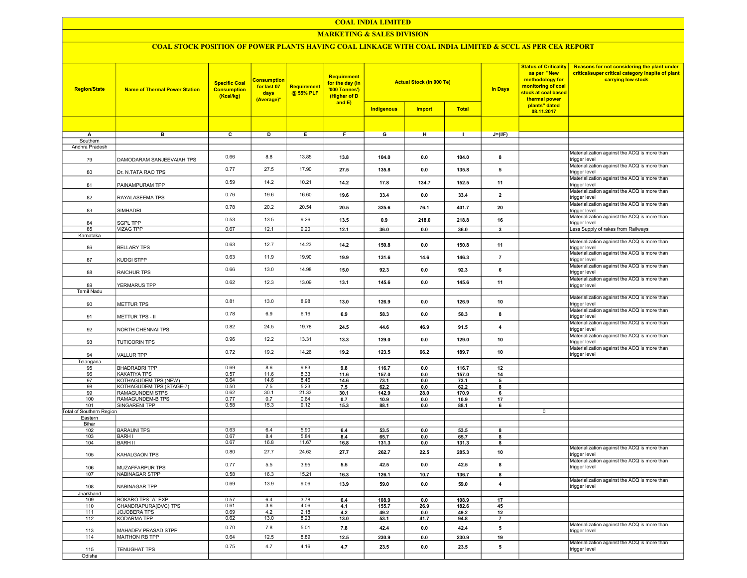# COAL INDIA LIMITED

## MARKETING & SALES DIVISION

### COAL STOCK POSITION OF POWER PLANTS HAVING COAL LINKAGE WITH COAL INDIA LIMITED & SCCL AS PER CEA REPORT

| Region/State | Name of Thermal Power Station | Specific Coal Consumption (Kcal/kg) | Consumption for last 07 days (Average)* | Requirement @ 55% PLF | Requirement for the day (In '000 Tonnes') (Higher of D and E) | Actual Stock (In 000 Te) | | | In Days | Status of Criticality as per "New methodology for monitoring of coal stock at coal based thermal power plants" dated 08.11.2017 | Reasons for not considering the plant under critical/super critical category inspite of plant carrying low stock |
|---|---|---|---|---|---|---|---|---|---|---|---|
| | | | | | | Indigenous | Import | Total | | | |
| A | B | C | D | E | F | G | H | I | J=(I/F) | | |
| Southern | | | | | | | | | | | |
| Andhra Pradesh | | | | | | | | | | | |
| 79 | DAMODARAM SANJEEVAIAH TPS | 0.66 | 8.8 | 13.85 | 13.8 | 104.0 | 0.0 | 104.0 | 8 | | Materialization against the ACQ is more than trigger level |
| 80 | Dr. N.TATA RAO TPS | 0.77 | 27.5 | 17.90 | 27.5 | 135.8 | 0.0 | 135.8 | 5 | | Materialization against the ACQ is more than trigger level |
| 81 | PAINAMPURAM TPP | 0.59 | 14.2 | 10.21 | 14.2 | 17.8 | 134.7 | 152.5 | 11 | | Materialization against the ACQ is more than trigger level |
| 82 | RAYALASEEMA TPS | 0.76 | 19.6 | 16.60 | 19.6 | 33.4 | 0.0 | 33.4 | 2 | | Materialization against the ACQ is more than trigger level |
| 83 | SIMHADRI | 0.78 | 20.2 | 20.54 | 20.5 | 325.6 | 76.1 | 401.7 | 20 | | Materialization against the ACQ is more than trigger level |
| 84 | SGPL TPP | 0.53 | 13.5 | 9.26 | 13.5 | 0.9 | 218.0 | 218.8 | 16 | | Materialization against the ACQ is more than trigger level |
| 85 | VIZAG TPP | 0.67 | 12.1 | 9.20 | 12.1 | 36.0 | 0.0 | 36.0 | 3 | | Less Supply of rakes from Railways |
| Karnataka | | | | | | | | | | | |
| 86 | BELLARY TPS | 0.63 | 12.7 | 14.23 | 14.2 | 150.8 | 0.0 | 150.8 | 11 | | Materialization against the ACQ is more than trigger level |
| 87 | KUDGI STPP | 0.63 | 11.9 | 19.90 | 19.9 | 131.6 | 14.6 | 146.3 | 7 | | Materialization against the ACQ is more than trigger level |
| 88 | RAICHUR TPS | 0.66 | 13.0 | 14.98 | 15.0 | 92.3 | 0.0 | 92.3 | 6 | | Materialization against the ACQ is more than trigger level |
| 89 | YERMARUS TPP | 0.62 | 12.3 | 13.09 | 13.1 | 145.6 | 0.0 | 145.6 | 11 | | Materialization against the ACQ is more than trigger level |
| Tamil Nadu | | | | | | | | | | | |
| 90 | METTUR TPS | 0.81 | 13.0 | 8.98 | 13.0 | 126.9 | 0.0 | 126.9 | 10 | | Materialization against the ACQ is more than trigger level |
| 91 | METTUR TPS - II | 0.78 | 6.9 | 6.16 | 6.9 | 58.3 | 0.0 | 58.3 | 8 | | Materialization against the ACQ is more than trigger level |
| 92 | NORTH CHENNAI TPS | 0.82 | 24.5 | 19.78 | 24.5 | 44.6 | 46.9 | 91.5 | 4 | | Materialization against the ACQ is more than trigger level |
| 93 | TUTICORIN TPS | 0.96 | 12.2 | 13.31 | 13.3 | 129.0 | 0.0 | 129.0 | 10 | | Materialization against the ACQ is more than trigger level |
| 94 | VALLUR TPP | 0.72 | 19.2 | 14.26 | 19.2 | 123.5 | 66.2 | 189.7 | 10 | | Materialization against the ACQ is more than trigger level |
| Telangana | | | | | | | | | | | |
| 95 | BHADRADRI TPP | 0.69 | 8.6 | 9.83 | 9.8 | 116.7 | 0.0 | 116.7 | 12 | | |
| 96 | KAKATIYA TPS | 0.57 | 11.6 | 8.33 | 11.6 | 157.0 | 0.0 | 157.0 | 14 | | |
| 97 | KOTHAGUDEM TPS (NEW) | 0.64 | 14.6 | 8.46 | 14.6 | 73.1 | 0.0 | 73.1 | 5 | | |
| 98 | KOTHAGUDEM TPS (STAGE-7) | 0.50 | 7.5 | 5.23 | 7.5 | 62.2 | 0.0 | 62.2 | 8 | | |
| 99 | RAMAGUNDEM STPS | 0.62 | 30.1 | 21.33 | 30.1 | 142.9 | 28.0 | 170.9 | 6 | | |
| 100 | RAMAGUNDEM-B TPS | 0.77 | 0.7 | 0.64 | 0.7 | 10.9 | 0.0 | 10.9 | 17 | | |
| 101 | SINGARENI TPP | 0.58 | 15.3 | 9.12 | 15.3 | 88.1 | 0.0 | 88.1 | 6 | | |
| Total of Southern Region | | | | | | | | | | 0 | |
| Eastern | | | | | | | | | | | |
| Bihar | | | | | | | | | | | |
| 102 | BARAUNI TPS | 0.63 | 6.4 | 5.90 | 6.4 | 53.5 | 0.0 | 53.5 | 8 | | |
| 103 | BARH I | 0.67 | 8.4 | 5.84 | 8.4 | 65.7 | 0.0 | 65.7 | 8 | | |
| 104 | BARH II | 0.67 | 16.8 | 11.67 | 16.8 | 131.3 | 0.0 | 131.3 | 8 | | |
| 105 | KAHALGAON TPS | 0.80 | 27.7 | 24.62 | 27.7 | 262.7 | 22.5 | 285.3 | 10 | | Materialization against the ACQ is more than trigger level |
| 106 | MUZAFFARPUR TPS | 0.77 | 5.5 | 3.95 | 5.5 | 42.5 | 0.0 | 42.5 | 8 | | Materialization against the ACQ is more than trigger level |
| 107 | NABINAGAR STPP | 0.58 | 16.3 | 15.21 | 16.3 | 126.1 | 10.7 | 136.7 | 8 | | |
| 108 | NABINAGAR TPP | 0.69 | 13.9 | 9.06 | 13.9 | 59.0 | 0.0 | 59.0 | 4 | | Materialization against the ACQ is more than trigger level |
| Jharkhand | | | | | | | | | | | |
| 109 | BOKARO TPS `A` EXP | 0.57 | 6.4 | 3.78 | 6.4 | 108.9 | 0.0 | 108.9 | 17 | | |
| 110 | CHANDRAPURA(DVC) TPS | 0.61 | 3.6 | 4.06 | 4.1 | 155.7 | 26.9 | 182.6 | 45 | | |
| 111 | JOJOBERA TPS | 0.69 | 4.2 | 2.18 | 4.2 | 49.2 | 0.0 | 49.2 | 12 | | |
| 112 | KODARMA TPP | 0.62 | 13.0 | 8.23 | 13.0 | 53.1 | 41.7 | 94.8 | 7 | | |
| 113 | MAHADEV PRASAD STPP | 0.70 | 7.8 | 5.01 | 7.8 | 42.4 | 0.0 | 42.4 | 5 | | Materialization against the ACQ is more than trigger level |
| 114 | MAITHON RB TPP | 0.64 | 12.5 | 8.89 | 12.5 | 230.9 | 0.0 | 230.9 | 19 | | |
| 115 | TENUGHAT TPS | 0.75 | 4.7 | 4.16 | 4.7 | 23.5 | 0.0 | 23.5 | 5 | | Materialization against the ACQ is more than trigger level |
| Odisha | | | | | | | | | | | |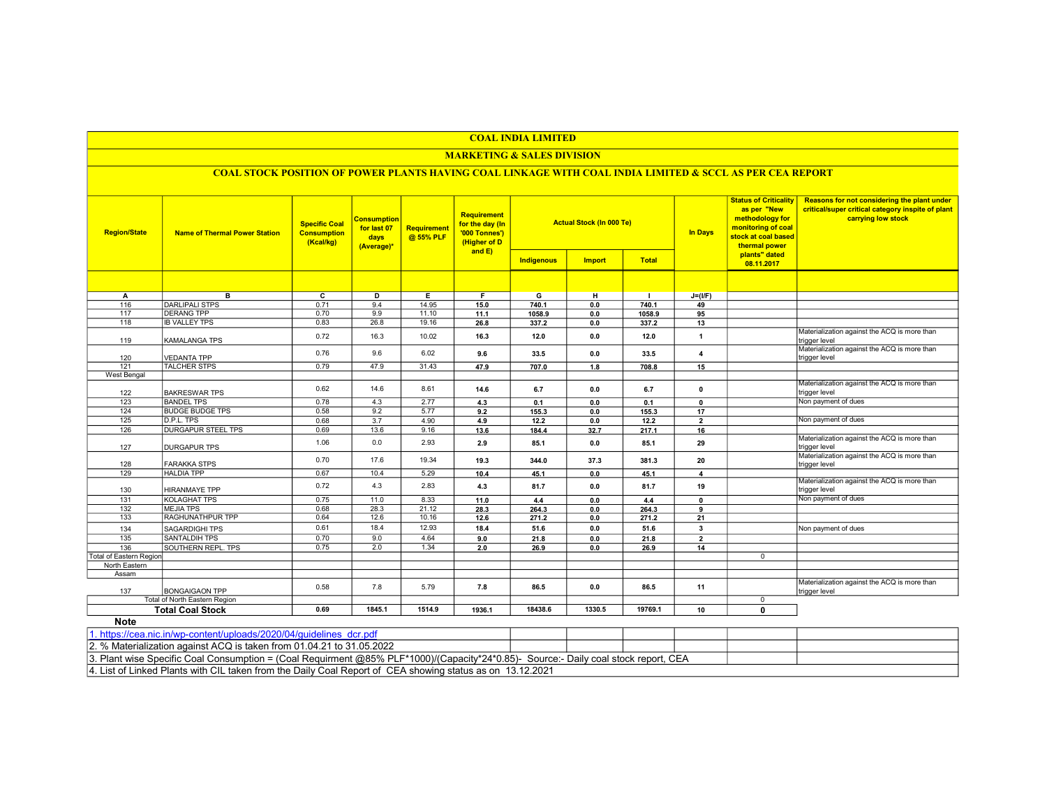# COAL INDIA LIMITED

## MARKETING & SALES DIVISION

### COAL STOCK POSITION OF POWER PLANTS HAVING COAL LINKAGE WITH COAL INDIA LIMITED & SCCL AS PER CEA REPORT

| Region/State | Name of Thermal Power Station | Specific Coal Consumption (Kcal/kg) | Consumption for last 07 days (Average)* | Requirement @ 55% PLF | Requirement for the day (In '000 Tonnes') (Higher of D and E) | Actual Stock (In 000 Te) | | | In Days | Status of Criticality as per "New methodology for monitoring of coal stock at coal based thermal power plants" dated 08.11.2017 | Reasons for not considering the plant under critical/super critical category inspite of plant carrying low stock |
|---|---|---|---|---|---|---|---|---|---|---|---|
| | | | | | | Indigenous | Import | Total | | | |
| A | B | C | D | E | F | G | H | I | J=(I/F) | | |
| 116 | DARLIPALI STPS | 0.71 | 9.4 | 14.95 | 15.0 | 740.1 | 0.0 | 740.1 | 49 | | |
| 117 | DERANG TPP | 0.70 | 9.9 | 11.10 | 11.1 | 1058.9 | 0.0 | 1058.9 | 95 | | |
| 118 | IB VALLEY TPS | 0.83 | 26.8 | 19.16 | 26.8 | 337.2 | 0.0 | 337.2 | 13 | | |
| 119 | KAMALANGA TPS | 0.72 | 16.3 | 10.02 | 16.3 | 12.0 | 0.0 | 12.0 | 1 | | Materialization against the ACQ is more than trigger level |
| 120 | VEDANTA TPP | 0.76 | 9.6 | 6.02 | 9.6 | 33.5 | 0.0 | 33.5 | 4 | | Materialization against the ACQ is more than trigger level |
| 121 | TALCHER STPS | 0.79 | 47.9 | 31.43 | 47.9 | 707.0 | 1.8 | 708.8 | 15 | | |
| West Bengal | | | | | | | | | | | |
| 122 | BAKRESWAR TPS | 0.62 | 14.6 | 8.61 | 14.6 | 6.7 | 0.0 | 6.7 | 0 | | Materialization against the ACQ is more than trigger level |
| 123 | BANDEL TPS | 0.78 | 4.3 | 2.77 | 4.3 | 0.1 | 0.0 | 0.1 | 0 | | Non payment of dues |
| 124 | BUDGE BUDGE TPS | 0.58 | 9.2 | 5.77 | 9.2 | 155.3 | 0.0 | 155.3 | 17 | | |
| 125 | D.P.L. TPS | 0.68 | 3.7 | 4.90 | 4.9 | 12.2 | 0.0 | 12.2 | 2 | | Non payment of dues |
| 126 | DURGAPUR STEEL TPS | 0.69 | 13.6 | 9.16 | 13.6 | 184.4 | 32.7 | 217.1 | 16 | | |
| 127 | DURGAPUR TPS | 1.06 | 0.0 | 2.93 | 2.9 | 85.1 | 0.0 | 85.1 | 29 | | Materialization against the ACQ is more than trigger level |
| 128 | FARAKKA STPS | 0.70 | 17.6 | 19.34 | 19.3 | 344.0 | 37.3 | 381.3 | 20 | | Materialization against the ACQ is more than trigger level |
| 129 | HALDIA TPP | 0.67 | 10.4 | 5.29 | 10.4 | 45.1 | 0.0 | 45.1 | 4 | | |
| 130 | HIRANMAYE TPP | 0.72 | 4.3 | 2.83 | 4.3 | 81.7 | 0.0 | 81.7 | 19 | | Materialization against the ACQ is more than trigger level |
| 131 | KOLAGHAT TPS | 0.75 | 11.0 | 8.33 | 11.0 | 4.4 | 0.0 | 4.4 | 0 | | Non payment of dues |
| 132 | MEJIA TPS | 0.68 | 28.3 | 21.12 | 28.3 | 264.3 | 0.0 | 264.3 | 9 | | |
| 133 | RAGHUNATHPUR TPP | 0.64 | 12.6 | 10.16 | 12.6 | 271.2 | 0.0 | 271.2 | 21 | | |
| 134 | SAGARDIGHI TPS | 0.61 | 18.4 | 12.93 | 18.4 | 51.6 | 0.0 | 51.6 | 3 | | Non payment of dues |
| 135 | SANTALDIH TPS | 0.70 | 9.0 | 4.64 | 9.0 | 21.8 | 0.0 | 21.8 | 2 | | |
| 136 | SOUTHERN REPL. TPS | 0.75 | 2.0 | 1.34 | 2.0 | 26.9 | 0.0 | 26.9 | 14 | | |
| Total of Eastern Region | | | | | | | | | | 0 | |
| North Eastern | | | | | | | | | | | |
| Assam | | | | | | | | | | | |
| 137 | BONGAIGAON TPP | 0.58 | 7.8 | 5.79 | 7.8 | 86.5 | 0.0 | 86.5 | 11 | | Materialization against the ACQ is more than trigger level |
| Total of North Eastern Region | | | | | | | | | | 0 | |
| **Total Coal Stock** | | **0.69** | **1845.1** | **1514.9** | **1936.1** | **18438.6** | **1330.5** | **19769.1** | **10** | **0** | |

**Note**

1. https://cea.nic.in/wp-content/uploads/2020/04/guidelines_dcr.pdf
2. % Materialization against ACQ is taken from 01.04.21 to 31.05.2022
3. Plant wise Specific Coal Consumption = (Coal Requirment @85% PLF*1000)/(Capacity*24*0.85)- Source:- Daily coal stock report, CEA
4. List of Linked Plants with CIL taken from the Daily Coal Report of CEA showing status as on 13.12.2021